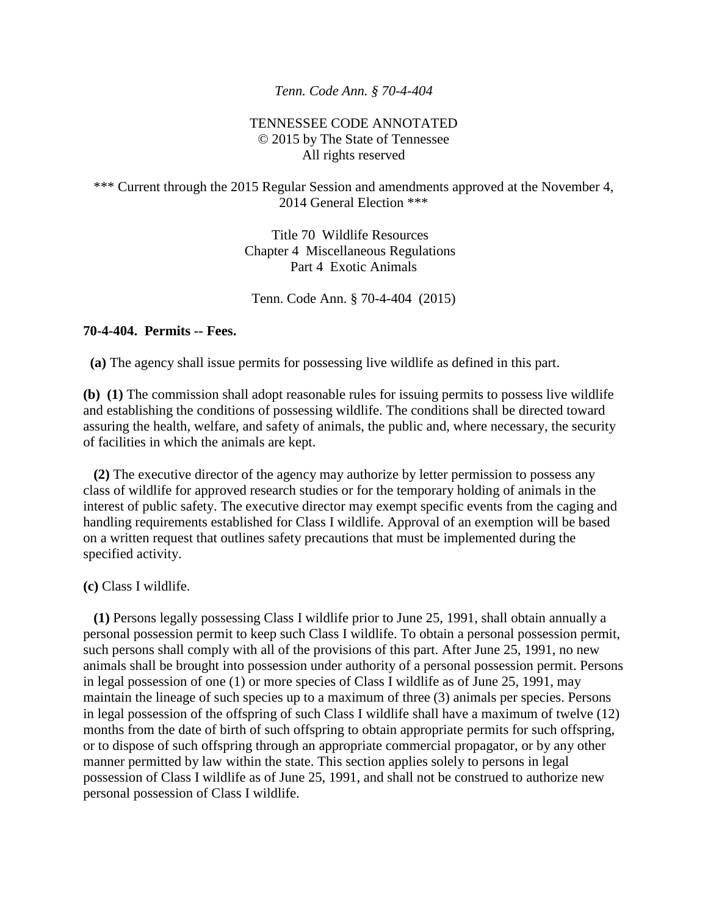*Tenn. Code Ann. § 70-4-404*

TENNESSEE CODE ANNOTATED
© 2015 by The State of Tennessee
All rights reserved

\*\*\* Current through the 2015 Regular Session and amendments approved at the November 4, 2014 General Election \*\*\*

Title 70 Wildlife Resources
Chapter 4 Miscellaneous Regulations
Part 4 Exotic Animals

Tenn. Code Ann. § 70-4-404 (2015)

**70-4-404. Permits -- Fees.**

**(a)** The agency shall issue permits for possessing live wildlife as defined in this part.

**(b)** **(1)** The commission shall adopt reasonable rules for issuing permits to possess live wildlife and establishing the conditions of possessing wildlife. The conditions shall be directed toward assuring the health, welfare, and safety of animals, the public and, where necessary, the security of facilities in which the animals are kept.

**(2)** The executive director of the agency may authorize by letter permission to possess any class of wildlife for approved research studies or for the temporary holding of animals in the interest of public safety. The executive director may exempt specific events from the caging and handling requirements established for Class I wildlife. Approval of an exemption will be based on a written request that outlines safety precautions that must be implemented during the specified activity.

**(c)** Class I wildlife.

**(1)** Persons legally possessing Class I wildlife prior to June 25, 1991, shall obtain annually a personal possession permit to keep such Class I wildlife. To obtain a personal possession permit, such persons shall comply with all of the provisions of this part. After June 25, 1991, no new animals shall be brought into possession under authority of a personal possession permit. Persons in legal possession of one (1) or more species of Class I wildlife as of June 25, 1991, may maintain the lineage of such species up to a maximum of three (3) animals per species. Persons in legal possession of the offspring of such Class I wildlife shall have a maximum of twelve (12) months from the date of birth of such offspring to obtain appropriate permits for such offspring, or to dispose of such offspring through an appropriate commercial propagator, or by any other manner permitted by law within the state. This section applies solely to persons in legal possession of Class I wildlife as of June 25, 1991, and shall not be construed to authorize new personal possession of Class I wildlife.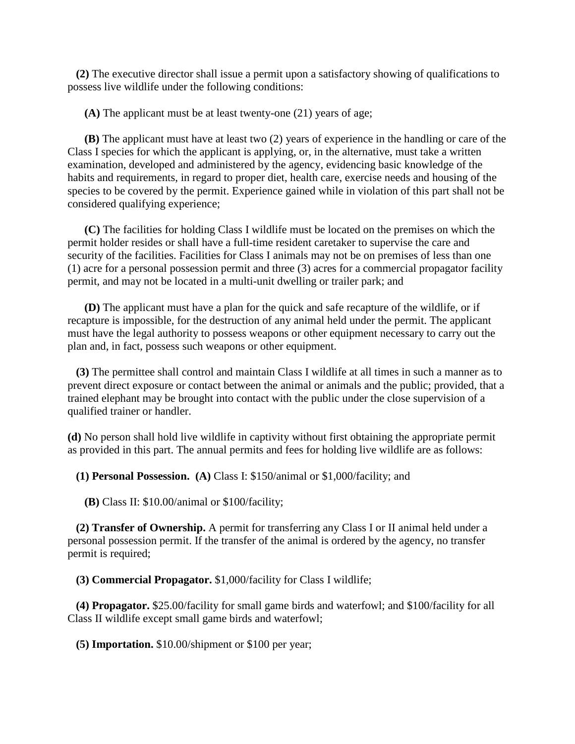**(2)** The executive director shall issue a permit upon a satisfactory showing of qualifications to possess live wildlife under the following conditions:

**(A)** The applicant must be at least twenty-one (21) years of age;

**(B)** The applicant must have at least two (2) years of experience in the handling or care of the Class I species for which the applicant is applying, or, in the alternative, must take a written examination, developed and administered by the agency, evidencing basic knowledge of the habits and requirements, in regard to proper diet, health care, exercise needs and housing of the species to be covered by the permit. Experience gained while in violation of this part shall not be considered qualifying experience;

**(C)** The facilities for holding Class I wildlife must be located on the premises on which the permit holder resides or shall have a full-time resident caretaker to supervise the care and security of the facilities. Facilities for Class I animals may not be on premises of less than one (1) acre for a personal possession permit and three (3) acres for a commercial propagator facility permit, and may not be located in a multi-unit dwelling or trailer park; and

**(D)** The applicant must have a plan for the quick and safe recapture of the wildlife, or if recapture is impossible, for the destruction of any animal held under the permit. The applicant must have the legal authority to possess weapons or other equipment necessary to carry out the plan and, in fact, possess such weapons or other equipment.

**(3)** The permittee shall control and maintain Class I wildlife at all times in such a manner as to prevent direct exposure or contact between the animal or animals and the public; provided, that a trained elephant may be brought into contact with the public under the close supervision of a qualified trainer or handler.

**(d)** No person shall hold live wildlife in captivity without first obtaining the appropriate permit as provided in this part. The annual permits and fees for holding live wildlife are as follows:

**(1) Personal Possession.** **(A)** Class I: $150/animal or $1,000/facility; and

**(B)** Class II: $10.00/animal or $100/facility;

**(2) Transfer of Ownership.** A permit for transferring any Class I or II animal held under a personal possession permit. If the transfer of the animal is ordered by the agency, no transfer permit is required;

**(3) Commercial Propagator.** $1,000/facility for Class I wildlife;

**(4) Propagator.** $25.00/facility for small game birds and waterfowl; and $100/facility for all Class II wildlife except small game birds and waterfowl;

**(5) Importation.** $10.00/shipment or $100 per year;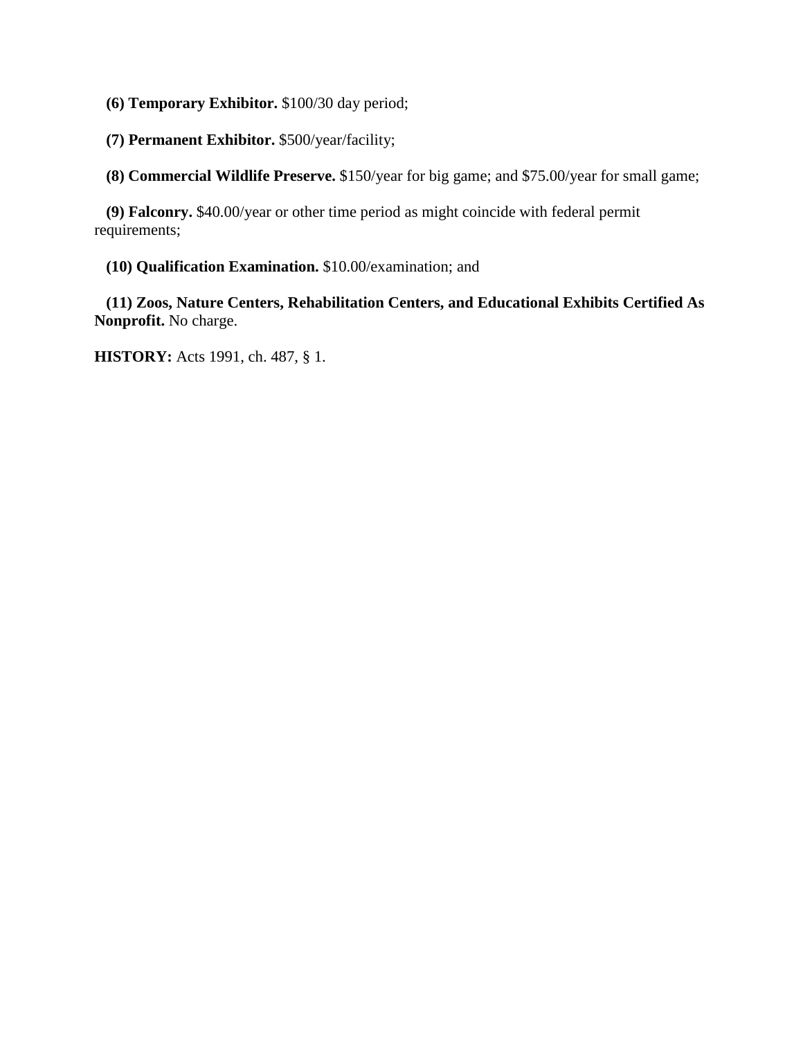**(6) Temporary Exhibitor.** $100/30 day period;

**(7) Permanent Exhibitor.** $500/year/facility;

**(8) Commercial Wildlife Preserve.** $150/year for big game; and $75.00/year for small game;

**(9) Falconry.** $40.00/year or other time period as might coincide with federal permit requirements;

**(10) Qualification Examination.** $10.00/examination; and

**(11) Zoos, Nature Centers, Rehabilitation Centers, and Educational Exhibits Certified As Nonprofit.** No charge.

**HISTORY:** Acts 1991, ch. 487, § 1.